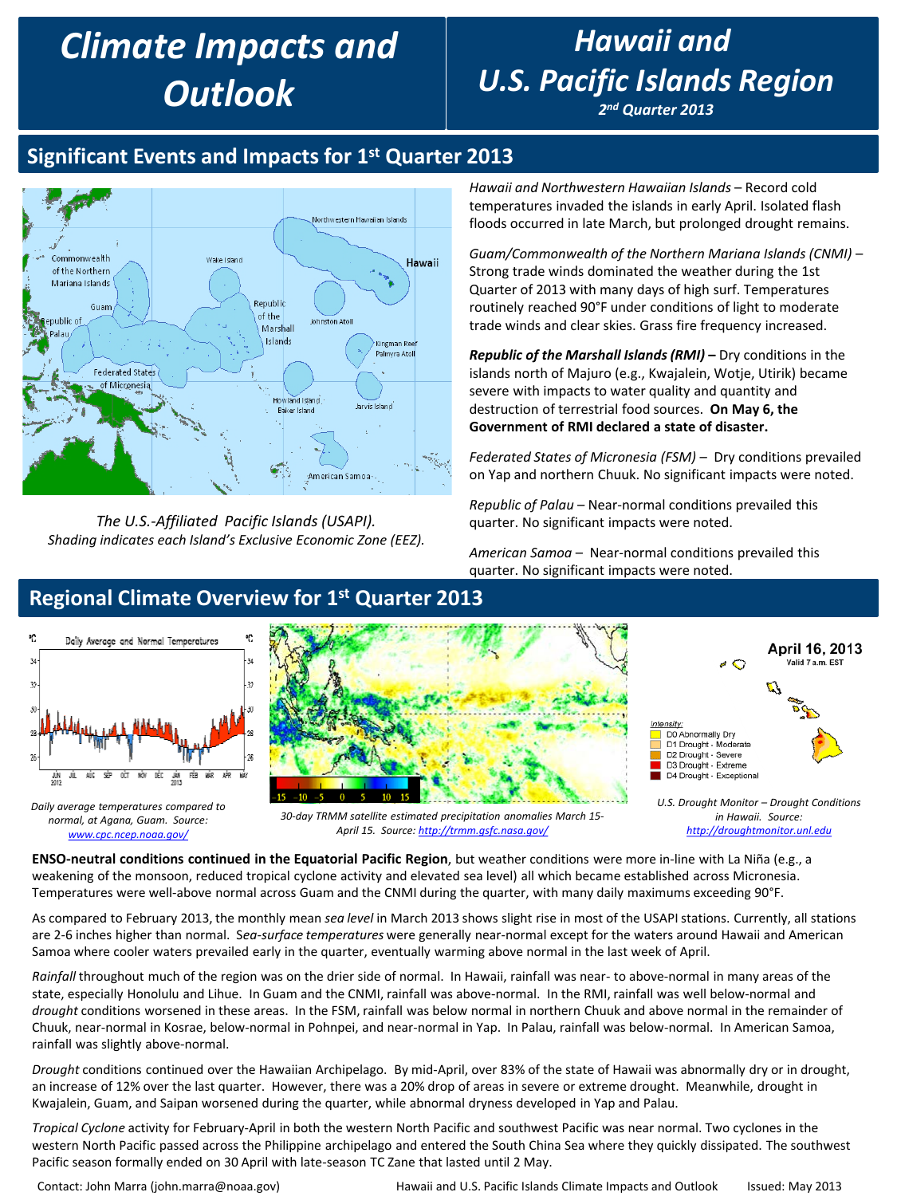# Climate Impacts and Outlook

# Hawaii and U.S. Pacific Islands Region

***2nd Quarter 2013***

## Significant Events and Impacts for 1st Quarter 2013

*The U.S.-Affiliated Pacific Islands (USAPI). Shading indicates each Island's Exclusive Economic Zone (EEZ).*

*Hawaii and Northwestern Hawaiian Islands* – Record cold temperatures invaded the islands in early April. Isolated flash floods occurred in late March, but prolonged drought remains.

*Guam/Commonwealth of the Northern Mariana Islands (CNMI)* – Strong trade winds dominated the weather during the 1st Quarter of 2013 with many days of high surf. Temperatures routinely reached 90°F under conditions of light to moderate trade winds and clear skies. Grass fire frequency increased.

***Republic of the Marshall Islands (RMI)*** **–** Dry conditions in the islands north of Majuro (e.g., Kwajalein, Wotje, Utirik) became severe with impacts to water quality and quantity and destruction of terrestrial food sources. **On May 6, the Government of RMI declared a state of disaster.**

*Federated States of Micronesia (FSM)* – Dry conditions prevailed on Yap and northern Chuuk. No significant impacts were noted.

*Republic of Palau* – Near-normal conditions prevailed this quarter. No significant impacts were noted.

*American Samoa* – Near-normal conditions prevailed this quarter. No significant impacts were noted.

## Regional Climate Overview for 1st Quarter 2013

*Daily average temperatures compared to normal, at Agana, Guam. Source: www.cpc.ncep.noaa.gov/*

*30-day TRMM satellite estimated precipitation anomalies March 15-April 15. Source: http://trmm.gsfc.nasa.gov/*

*U.S. Drought Monitor – Drought Conditions in Hawaii. Source: http://droughtmonitor.unl.edu*

**ENSO-neutral conditions continued in the Equatorial Pacific Region**, but weather conditions were more in-line with La Niña (e.g., a weakening of the monsoon, reduced tropical cyclone activity and elevated sea level) all which became established across Micronesia. Temperatures were well-above normal across Guam and the CNMI during the quarter, with many daily maximums exceeding 90°F.

As compared to February 2013, the monthly mean *sea level* in March 2013 shows slight rise in most of the USAPI stations. Currently, all stations are 2-6 inches higher than normal. S*ea-surface temperatures* were generally near-normal except for the waters around Hawaii and American Samoa where cooler waters prevailed early in the quarter, eventually warming above normal in the last week of April.

*Rainfall* throughout much of the region was on the drier side of normal. In Hawaii, rainfall was near- to above-normal in many areas of the state, especially Honolulu and Lihue. In Guam and the CNMI, rainfall was above-normal. In the RMI, rainfall was well below-normal and *drought* conditions worsened in these areas. In the FSM, rainfall was below normal in northern Chuuk and above normal in the remainder of Chuuk, near-normal in Kosrae, below-normal in Pohnpei, and near-normal in Yap. In Palau, rainfall was below-normal. In American Samoa, rainfall was slightly above-normal.

*Drought* conditions continued over the Hawaiian Archipelago. By mid-April, over 83% of the state of Hawaii was abnormally dry or in drought, an increase of 12% over the last quarter. However, there was a 20% drop of areas in severe or extreme drought. Meanwhile, drought in Kwajalein, Guam, and Saipan worsened during the quarter, while abnormal dryness developed in Yap and Palau.

*Tropical Cyclone* activity for February-April in both the western North Pacific and southwest Pacific was near normal. Two cyclones in the western North Pacific passed across the Philippine archipelago and entered the South China Sea where they quickly dissipated. The southwest Pacific season formally ended on 30 April with late-season TC Zane that lasted until 2 May.

Contact: John Marra (john.marra@noaa.gov) Hawaii and U.S. Pacific Islands Climate Impacts and Outlook Issued: May 2013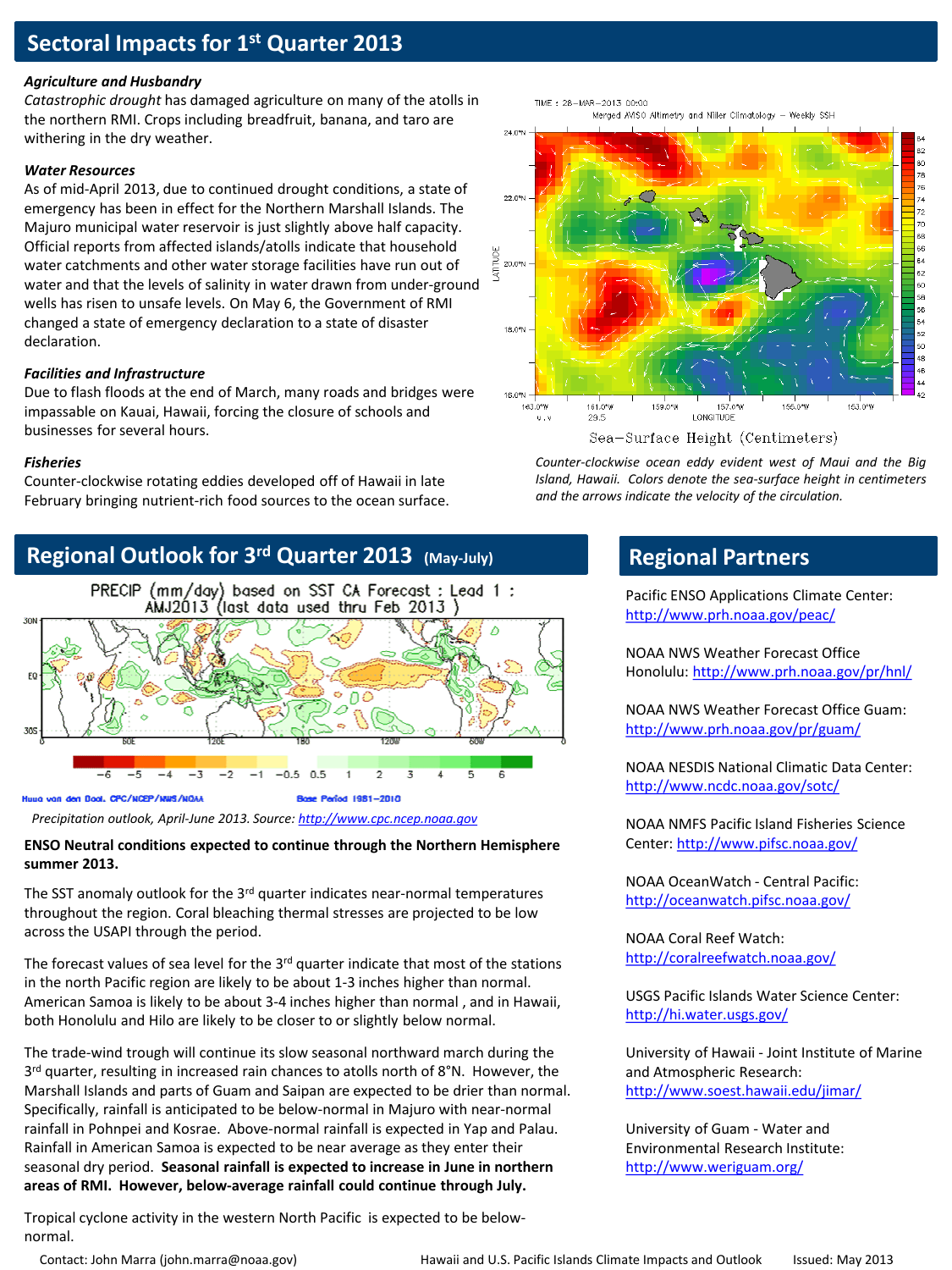## Sectoral Impacts for 1st Quarter 2013

### *Agriculture and Husbandry*

*Catastrophic drought* has damaged agriculture on many of the atolls in the northern RMI. Crops including breadfruit, banana, and taro are withering in the dry weather.

### *Water Resources*

As of mid-April 2013, due to continued drought conditions, a state of emergency has been in effect for the Northern Marshall Islands. The Majuro municipal water reservoir is just slightly above half capacity. Official reports from affected islands/atolls indicate that household water catchments and other water storage facilities have run out of water and that the levels of salinity in water drawn from under-ground wells has risen to unsafe levels. On May 6, the Government of RMI changed a state of emergency declaration to a state of disaster declaration.

### *Facilities and Infrastructure*

Due to flash floods at the end of March, many roads and bridges were impassable on Kauai, Hawaii, forcing the closure of schools and businesses for several hours.

### *Fisheries*

Counter-clockwise rotating eddies developed off of Hawaii in late February bringing nutrient-rich food sources to the ocean surface.

TIME : 28-MAR-2013 00:00
Merged AVISO Altimetry and Niiler Climatology – Weekly SSH
24.0°N
22.0°N
20.0°N
18.0°N
16.0°N
LATITUDE
163.0°W
161.0°W
159.0°W
157.0°W
155.0°W
153.0°W
LONGITUDE
84 82 80 78 76 74 72 70 68 66 64 62 60 58 56 54 52 50 48 46 44 42
Sea-Surface Height (Centimeters)

*Counter-clockwise ocean eddy evident west of Maui and the Big Island, Hawaii. Colors denote the sea-surface height in centimeters and the arrows indicate the velocity of the circulation.*

## Regional Outlook for 3rd Quarter 2013 (May-July)

PRECIP (mm/day) based on SST CA Forecast : Lead 1 : AMJ2013 (last data used thru Feb 2013)
30N
EQ
30S
0
60E
120E
180
120W
60W
0
-6 -5 -4 -3 -2 -1 -0.5 0.5 1 2 3 4 5 6
Huug van den Dool. CPC/NCEP/NWS/NOAA
Base Period 1981–2010

*Precipitation outlook, April-June 2013. Source: http://www.cpc.ncep.noaa.gov*

**ENSO Neutral conditions expected to continue through the Northern Hemisphere summer 2013.**

The SST anomaly outlook for the 3rd quarter indicates near-normal temperatures throughout the region. Coral bleaching thermal stresses are projected to be low across the USAPI through the period.

The forecast values of sea level for the 3rd quarter indicate that most of the stations in the north Pacific region are likely to be about 1-3 inches higher than normal. American Samoa is likely to be about 3-4 inches higher than normal , and in Hawaii, both Honolulu and Hilo are likely to be closer to or slightly below normal.

The trade-wind trough will continue its slow seasonal northward march during the 3rd quarter, resulting in increased rain chances to atolls north of 8°N. However, the Marshall Islands and parts of Guam and Saipan are expected to be drier than normal. Specifically, rainfall is anticipated to be below-normal in Majuro with near-normal rainfall in Pohnpei and Kosrae. Above-normal rainfall is expected in Yap and Palau. Rainfall in American Samoa is expected to be near average as they enter their seasonal dry period. **Seasonal rainfall is expected to increase in June in northern areas of RMI. However, below-average rainfall could continue through July.**

Tropical cyclone activity in the western North Pacific is expected to be below-normal.

## Regional Partners

Pacific ENSO Applications Climate Center: http://www.prh.noaa.gov/peac/

NOAA NWS Weather Forecast Office Honolulu: http://www.prh.noaa.gov/pr/hnl/

NOAA NWS Weather Forecast Office Guam: http://www.prh.noaa.gov/pr/guam/

NOAA NESDIS National Climatic Data Center: http://www.ncdc.noaa.gov/sotc/

NOAA NMFS Pacific Island Fisheries Science Center: http://www.pifsc.noaa.gov/

NOAA OceanWatch - Central Pacific: http://oceanwatch.pifsc.noaa.gov/

NOAA Coral Reef Watch: http://coralreefwatch.noaa.gov/

USGS Pacific Islands Water Science Center: http://hi.water.usgs.gov/

University of Hawaii - Joint Institute of Marine and Atmospheric Research: http://www.soest.hawaii.edu/jimar/

University of Guam - Water and Environmental Research Institute: http://www.weriguam.org/

Contact: John Marra (john.marra@noaa.gov)